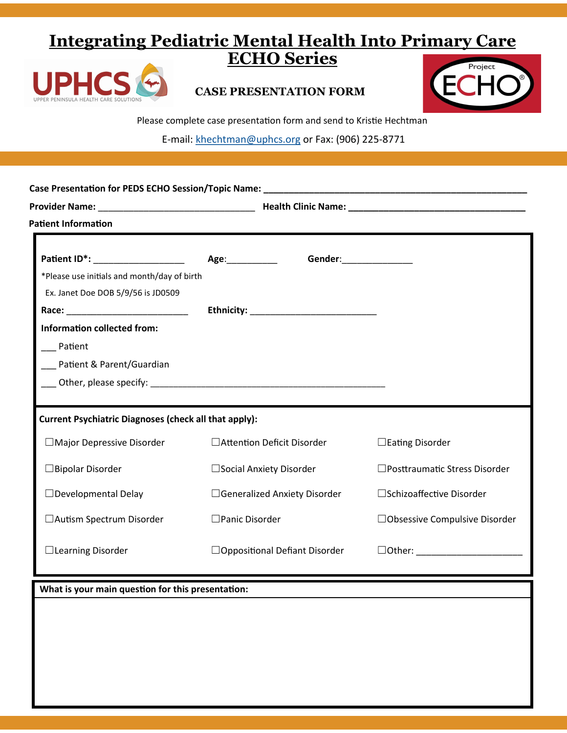# Integrating Pediatric Mental Health Into Primary Care ECHO Series

UPHCS UPPER PENINSULA HEALTH CARE SOLUTIONS

## CASE PRESENTATION FORM

Project ECHO®

Please complete case presentation form and send to Kristie Hechtman

E-mail: khechtman@uphcs.org or Fax: (906) 225-8771

**Case Presentation for PEDS ECHO Session/Topic Name:** ______________________________________________

**Provider Name:** ______________________________ **Health Clinic Name:** ________________________________

**Patient Information**

**Patient ID*:** _________________ **Age:**__________ **Gender:**_____________

*Please use initials and month/day of birth

Ex. Janet Doe DOB 5/9/56 is JD0509

**Race:** _______________________ **Ethnicity:** ________________________

**Information collected from:**

___ Patient

___ Patient & Parent/Guardian

___ Other, please specify: ______________________________________________

**Current Psychiatric Diagnoses (check all that apply):**

| | | |
|---|---|---|
| ☐Major Depressive Disorder | ☐Attention Deficit Disorder | ☐Eating Disorder |
| ☐Bipolar Disorder | ☐Social Anxiety Disorder | ☐Posttraumatic Stress Disorder |
| ☐Developmental Delay | ☐Generalized Anxiety Disorder | ☐Schizoaffective Disorder |
| ☐Autism Spectrum Disorder | ☐Panic Disorder | ☐Obsessive Compulsive Disorder |
| ☐Learning Disorder | ☐Oppositional Defiant Disorder | ☐Other: ____________________ |

**What is your main question for this presentation:**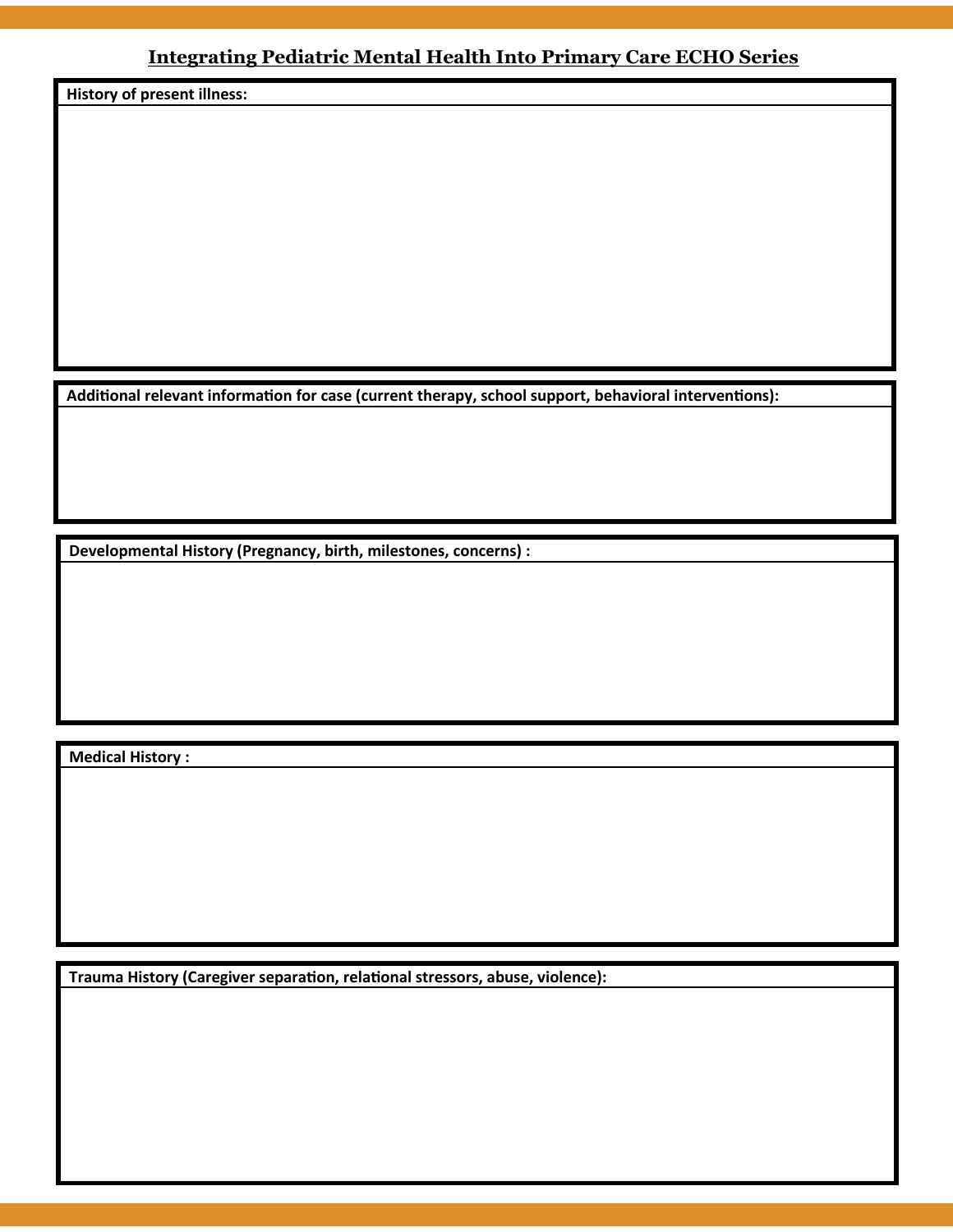## Integrating Pediatric Mental Health Into Primary Care ECHO Series

**History of present illness:**

**Additional relevant information for case (current therapy, school support, behavioral interventions):**

**Developmental History (Pregnancy, birth, milestones, concerns) :**

**Medical History :**

**Trauma History (Caregiver separation, relational stressors, abuse, violence):**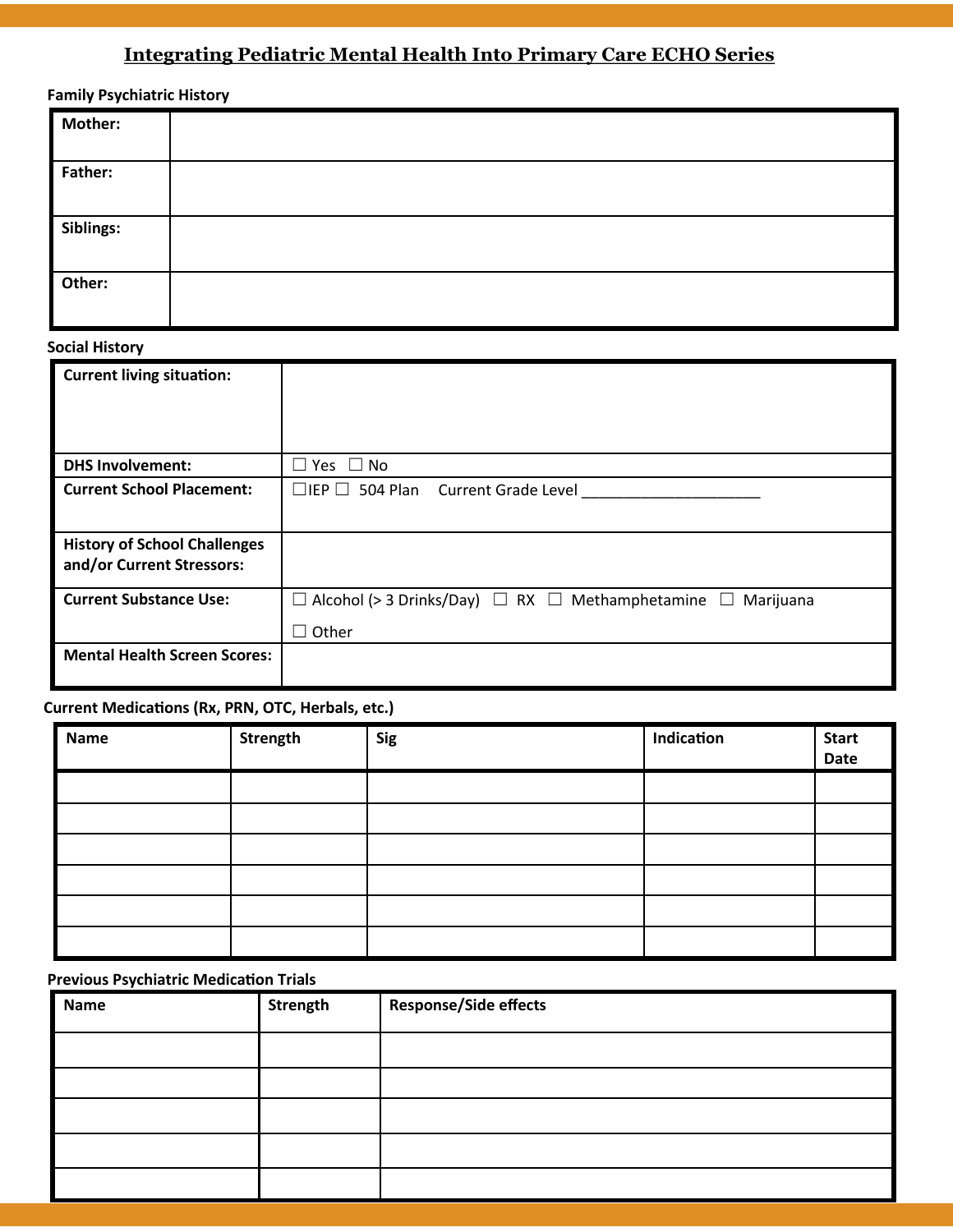## Integrating Pediatric Mental Health Into Primary Care ECHO Series

**Family Psychiatric History**

| | |
|---|---|
| **Mother:** | |
| **Father:** | |
| **Siblings:** | |
| **Other:** | |

**Social History**

| | |
|---|---|
| **Current living situation:** | |
| **DHS Involvement:** | ☐ Yes ☐ No |
| **Current School Placement:** | ☐IEP ☐ 504 Plan Current Grade Level _____________________ |
| **History of School Challenges and/or Current Stressors:** | |
| **Current Substance Use:** | ☐ Alcohol (> 3 Drinks/Day) ☐ RX ☐ Methamphetamine ☐ Marijuana ☐ Other |
| **Mental Health Screen Scores:** | |

**Current Medications (Rx, PRN, OTC, Herbals, etc.)**

| Name | Strength | Sig | Indication | Start Date |
|---|---|---|---|---|
| | | | | |
| | | | | |
| | | | | |
| | | | | |
| | | | | |
| | | | | |

**Previous Psychiatric Medication Trials**

| Name | Strength | Response/Side effects |
|---|---|---|
| | | |
| | | |
| | | |
| | | |
| | | |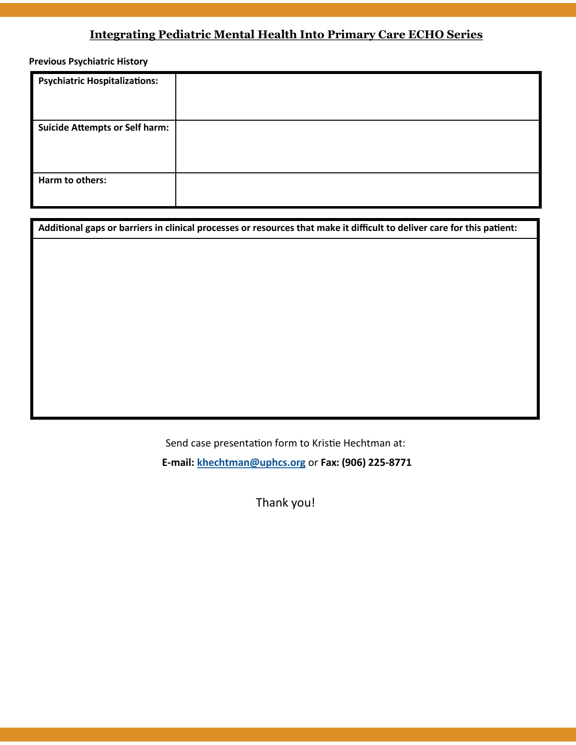## Integrating Pediatric Mental Health Into Primary Care ECHO Series

**Previous Psychiatric History**

| | |
|---|---|
| **Psychiatric Hospitalizations:** | |
| **Suicide Attempts or Self harm:** | |
| **Harm to others:** | |

| **Additional gaps or barriers in clinical processes or resources that make it difficult to deliver care for this patient:** |
|---|
| |

Send case presentation form to Kristie Hechtman at:

**E-mail:** khechtman@uphcs.org or **Fax: (906) 225-8771**

Thank you!